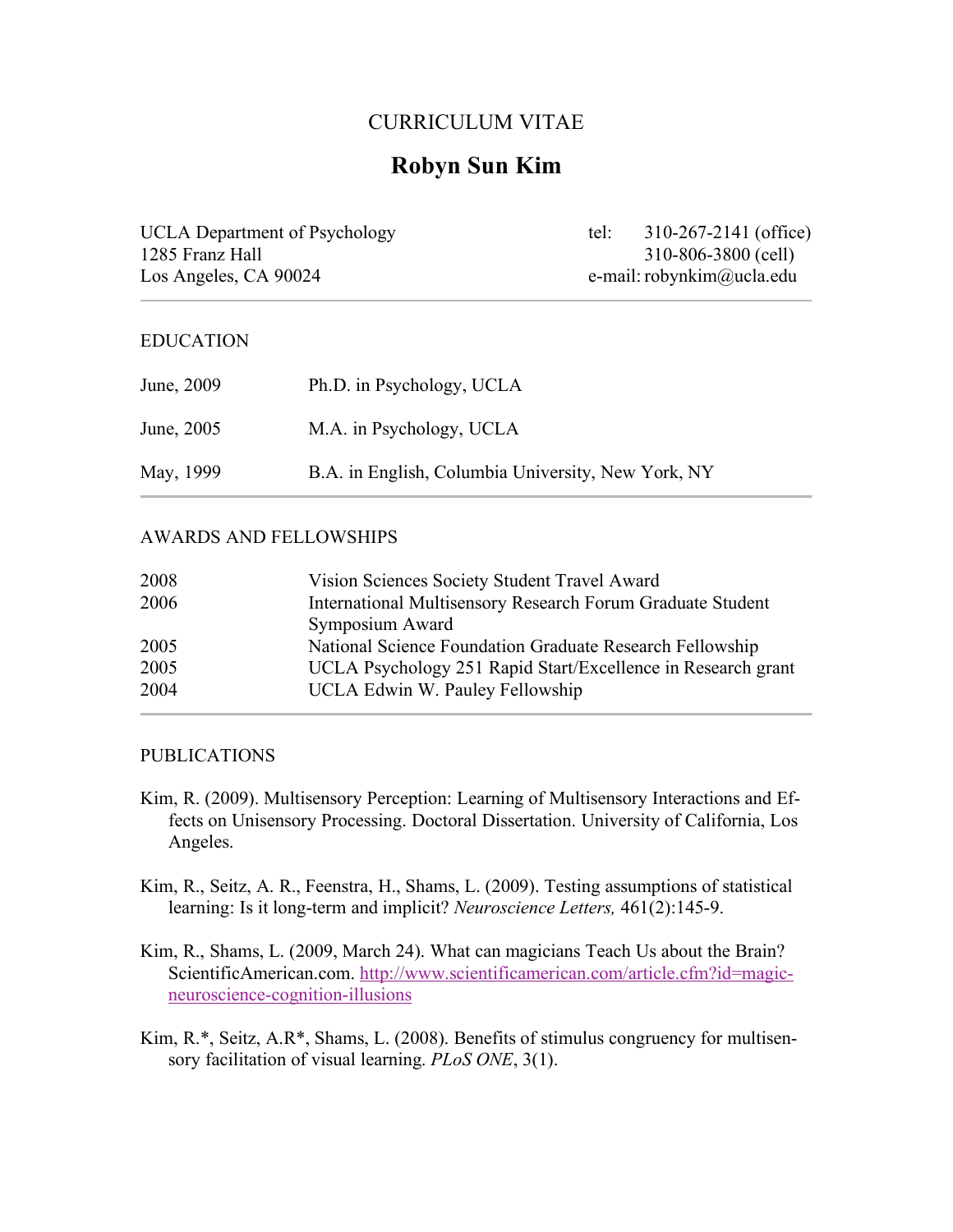# CURRICULUM VITAE

## Robyn Sun Kim

UCLA Department of Psychology
1285 Franz Hall
Los Angeles, CA 90024

tel: 310-267-2141 (office)
310-806-3800 (cell)
e-mail: robynkim@ucla.edu

---

### EDUCATION

| | |
|---|---|
| June, 2009 | Ph.D. in Psychology, UCLA |
| June, 2005 | M.A. in Psychology, UCLA |
| May, 1999 | B.A. in English, Columbia University, New York, NY |

---

### AWARDS AND FELLOWSHIPS

| | |
|---|---|
| 2008 | Vision Sciences Society Student Travel Award |
| 2006 | International Multisensory Research Forum Graduate Student Symposium Award |
| 2005 | National Science Foundation Graduate Research Fellowship |
| 2005 | UCLA Psychology 251 Rapid Start/Excellence in Research grant |
| 2004 | UCLA Edwin W. Pauley Fellowship |

---

### PUBLICATIONS

Kim, R. (2009). Multisensory Perception: Learning of Multisensory Interactions and Effects on Unisensory Processing. Doctoral Dissertation. University of California, Los Angeles.

Kim, R., Seitz, A. R., Feenstra, H., Shams, L. (2009). Testing assumptions of statistical learning: Is it long-term and implicit? *Neuroscience Letters,* 461(2):145-9.

Kim, R., Shams, L. (2009, March 24). What can magicians Teach Us about the Brain? ScientificAmerican.com. http://www.scientificamerican.com/article.cfm?id=magic-neuroscience-cognition-illusions

Kim, R.*, Seitz, A.R*, Shams, L. (2008). Benefits of stimulus congruency for multisensory facilitation of visual learning. *PLoS ONE*, 3(1).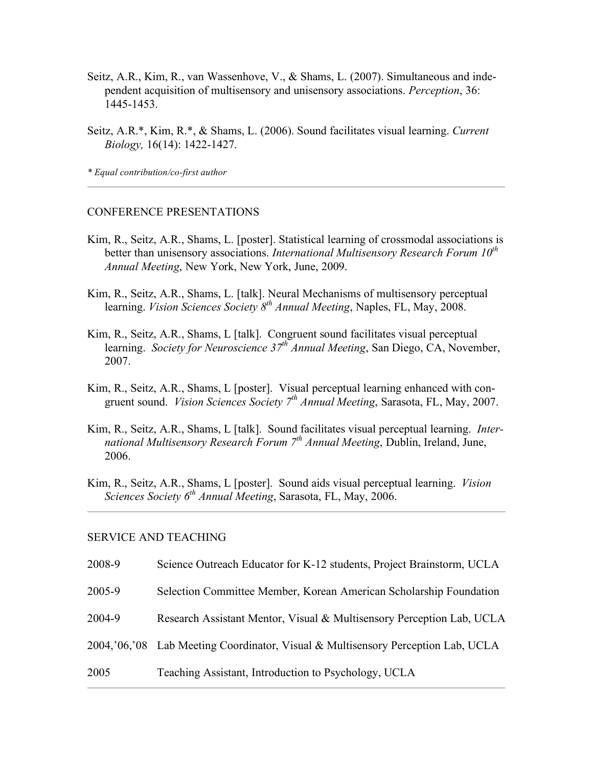Seitz, A.R., Kim, R., van Wassenhove, V., & Shams, L. (2007). Simultaneous and independent acquisition of multisensory and unisensory associations. *Perception*, 36: 1445-1453.

Seitz, A.R.*, Kim, R.*, & Shams, L. (2006). Sound facilitates visual learning. *Current Biology,* 16(14): 1422-1427.

*\* Equal contribution/co-first author*

---

## CONFERENCE PRESENTATIONS

Kim, R., Seitz, A.R., Shams, L. [poster]. Statistical learning of crossmodal associations is better than unisensory associations. *International Multisensory Research Forum 10th Annual Meeting*, New York, New York, June, 2009.

Kim, R., Seitz, A.R., Shams, L. [talk]. Neural Mechanisms of multisensory perceptual learning. *Vision Sciences Society 8th Annual Meeting*, Naples, FL, May, 2008.

Kim, R., Seitz, A.R., Shams, L [talk]. Congruent sound facilitates visual perceptual learning. *Society for Neuroscience 37th Annual Meeting*, San Diego, CA, November, 2007.

Kim, R., Seitz, A.R., Shams, L [poster]. Visual perceptual learning enhanced with congruent sound. *Vision Sciences Society 7th Annual Meeting*, Sarasota, FL, May, 2007.

Kim, R., Seitz, A.R., Shams, L [talk]. Sound facilitates visual perceptual learning. *International Multisensory Research Forum 7th Annual Meeting*, Dublin, Ireland, June, 2006.

Kim, R., Seitz, A.R., Shams, L [poster]. Sound aids visual perceptual learning. *Vision Sciences Society 6th Annual Meeting*, Sarasota, FL, May, 2006.

---

## SERVICE AND TEACHING

| | |
|---|---|
| 2008-9 | Science Outreach Educator for K-12 students, Project Brainstorm, UCLA |
| 2005-9 | Selection Committee Member, Korean American Scholarship Foundation |
| 2004-9 | Research Assistant Mentor, Visual & Multisensory Perception Lab, UCLA |
| 2004,'06,'08 | Lab Meeting Coordinator, Visual & Multisensory Perception Lab, UCLA |
| 2005 | Teaching Assistant, Introduction to Psychology, UCLA |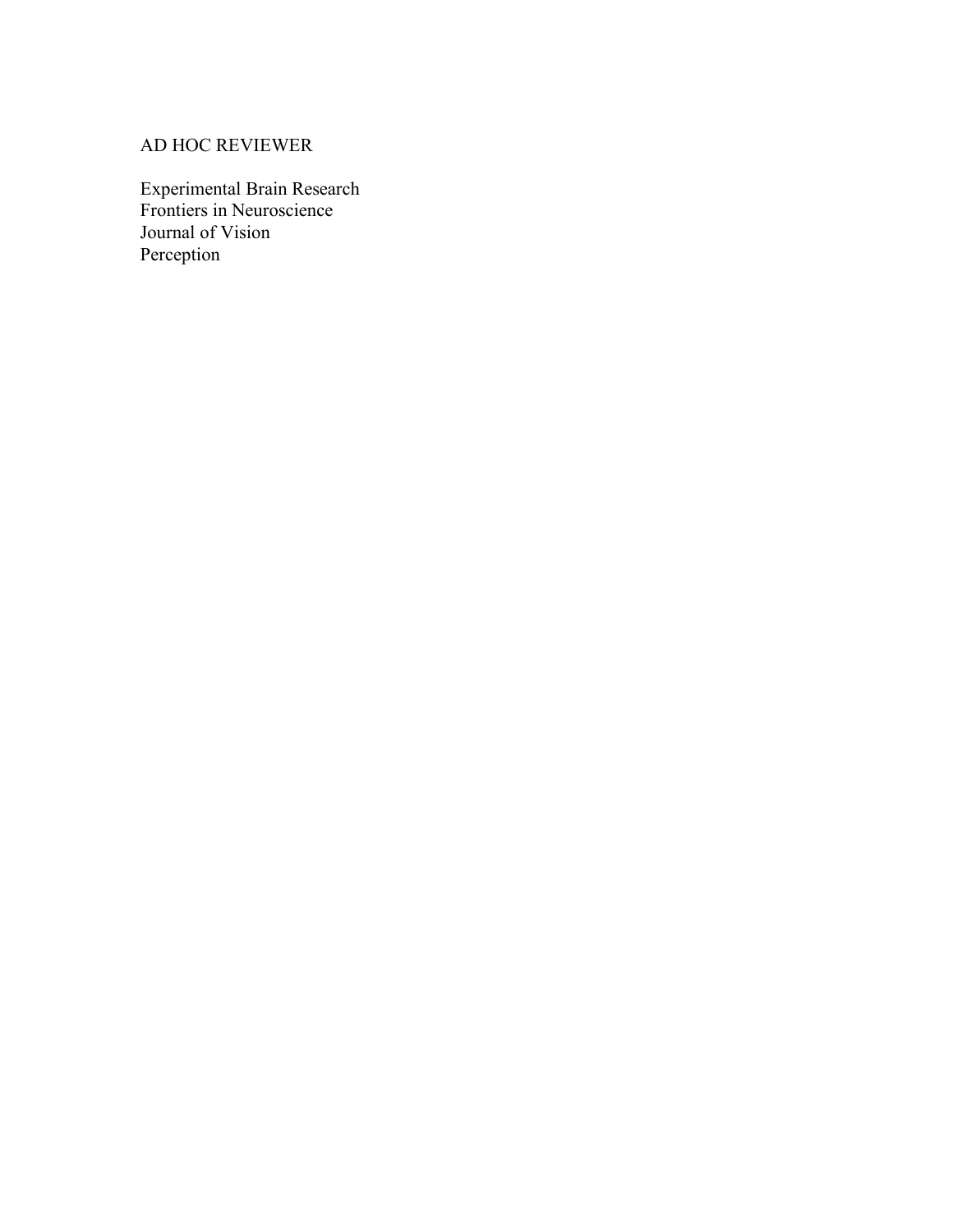## AD HOC REVIEWER

Experimental Brain Research
Frontiers in Neuroscience
Journal of Vision
Perception